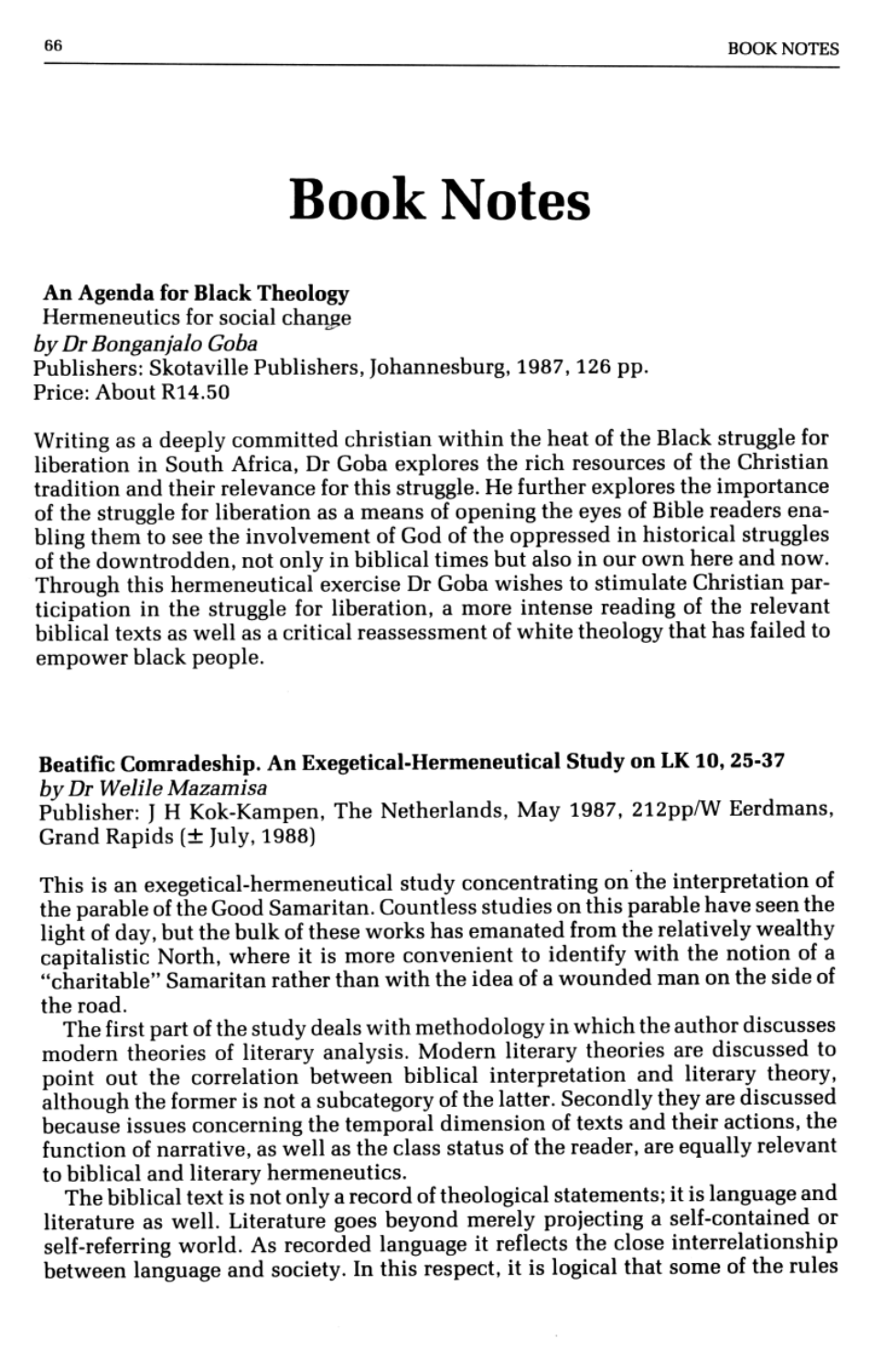# Book Notes

**An Agenda for Black Theology**
Hermeneutics for social change
*by Dr Bonganjalo Goba*
Publishers: Skotaville Publishers, Johannesburg, 1987, 126 pp.
Price: About R14.50

Writing as a deeply committed christian within the heat of the Black struggle for liberation in South Africa, Dr Goba explores the rich resources of the Christian tradition and their relevance for this struggle. He further explores the importance of the struggle for liberation as a means of opening the eyes of Bible readers enabling them to see the involvement of God of the oppressed in historical struggles of the downtrodden, not only in biblical times but also in our own here and now. Through this hermeneutical exercise Dr Goba wishes to stimulate Christian participation in the struggle for liberation, a more intense reading of the relevant biblical texts as well as a critical reassessment of white theology that has failed to empower black people.

**Beatific Comradeship. An Exegetical-Hermeneutical Study on LK 10, 25-37**
*by Dr Welile Mazamisa*
Publisher: J H Kok-Kampen, The Netherlands, May 1987, 212pp/W Eerdmans, Grand Rapids (± July, 1988)

This is an exegetical-hermeneutical study concentrating on the interpretation of the parable of the Good Samaritan. Countless studies on this parable have seen the light of day, but the bulk of these works has emanated from the relatively wealthy capitalistic North, where it is more convenient to identify with the notion of a "charitable" Samaritan rather than with the idea of a wounded man on the side of the road.

The first part of the study deals with methodology in which the author discusses modern theories of literary analysis. Modern literary theories are discussed to point out the correlation between biblical interpretation and literary theory, although the former is not a subcategory of the latter. Secondly they are discussed because issues concerning the temporal dimension of texts and their actions, the function of narrative, as well as the class status of the reader, are equally relevant to biblical and literary hermeneutics.

The biblical text is not only a record of theological statements; it is language and literature as well. Literature goes beyond merely projecting a self-contained or self-referring world. As recorded language it reflects the close interrelationship between language and society. In this respect, it is logical that some of the rules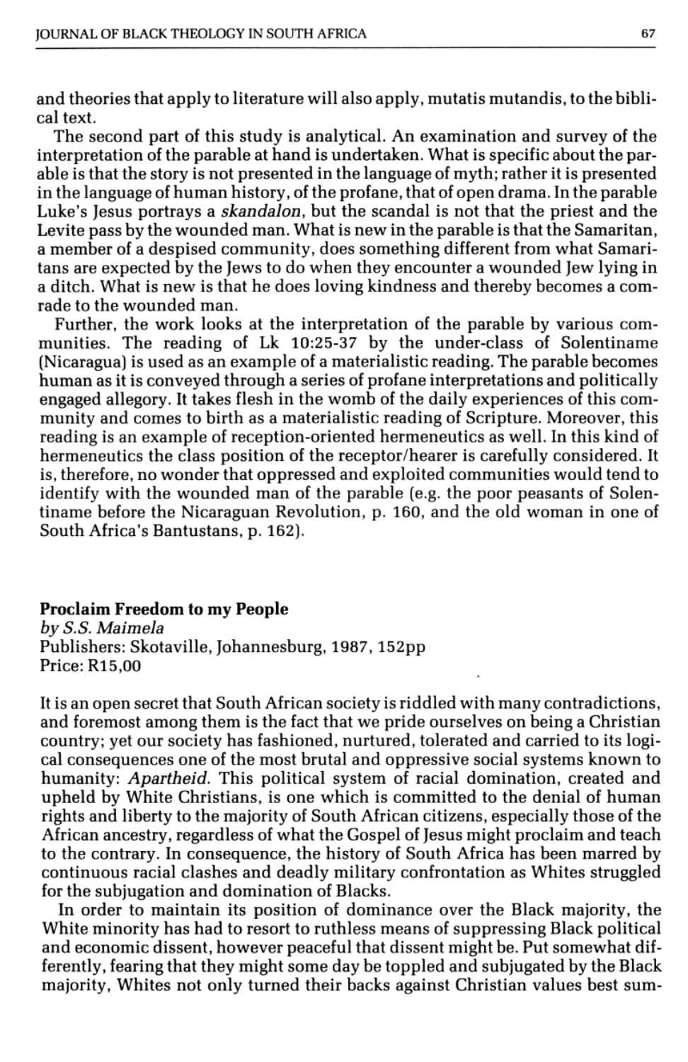and theories that apply to literature will also apply, mutatis mutandis, to the biblical text.

The second part of this study is analytical. An examination and survey of the interpretation of the parable at hand is undertaken. What is specific about the parable is that the story is not presented in the language of myth; rather it is presented in the language of human history, of the profane, that of open drama. In the parable Luke's Jesus portrays a *skandalon*, but the scandal is not that the priest and the Levite pass by the wounded man. What is new in the parable is that the Samaritan, a member of a despised community, does something different from what Samaritans are expected by the Jews to do when they encounter a wounded Jew lying in a ditch. What is new is that he does loving kindness and thereby becomes a comrade to the wounded man.

Further, the work looks at the interpretation of the parable by various communities. The reading of Lk 10:25-37 by the under-class of Solentiname (Nicaragua) is used as an example of a materialistic reading. The parable becomes human as it is conveyed through a series of profane interpretations and politically engaged allegory. It takes flesh in the womb of the daily experiences of this community and comes to birth as a materialistic reading of Scripture. Moreover, this reading is an example of reception-oriented hermeneutics as well. In this kind of hermeneutics the class position of the receptor/hearer is carefully considered. It is, therefore, no wonder that oppressed and exploited communities would tend to identify with the wounded man of the parable (e.g. the poor peasants of Solentiname before the Nicaraguan Revolution, p. 160, and the old woman in one of South Africa's Bantustans, p. 162).

**Proclaim Freedom to my People**
*by S.S. Maimela*
Publishers: Skotaville, Johannesburg, 1987, 152pp
Price: R15,00

It is an open secret that South African society is riddled with many contradictions, and foremost among them is the fact that we pride ourselves on being a Christian country; yet our society has fashioned, nurtured, tolerated and carried to its logical consequences one of the most brutal and oppressive social systems known to humanity: *Apartheid*. This political system of racial domination, created and upheld by White Christians, is one which is committed to the denial of human rights and liberty to the majority of South African citizens, especially those of the African ancestry, regardless of what the Gospel of Jesus might proclaim and teach to the contrary. In consequence, the history of South Africa has been marred by continuous racial clashes and deadly military confrontation as Whites struggled for the subjugation and domination of Blacks.

In order to maintain its position of dominance over the Black majority, the White minority has had to resort to ruthless means of suppressing Black political and economic dissent, however peaceful that dissent might be. Put somewhat differently, fearing that they might some day be toppled and subjugated by the Black majority, Whites not only turned their backs against Christian values best sum-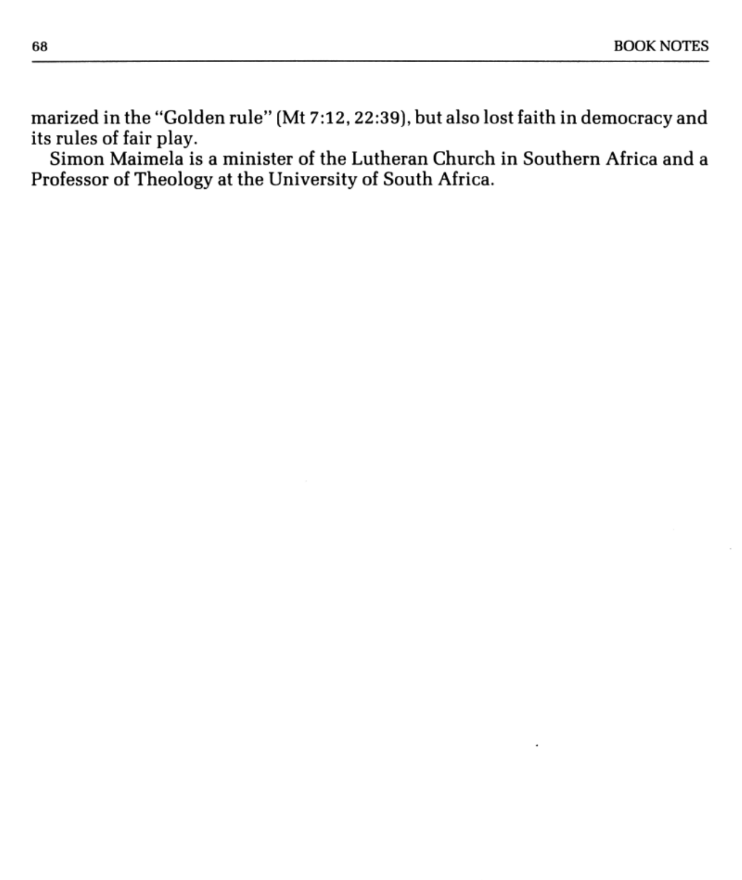marized in the "Golden rule" (Mt 7:12, 22:39), but also lost faith in democracy and its rules of fair play.

Simon Maimela is a minister of the Lutheran Church in Southern Africa and a Professor of Theology at the University of South Africa.